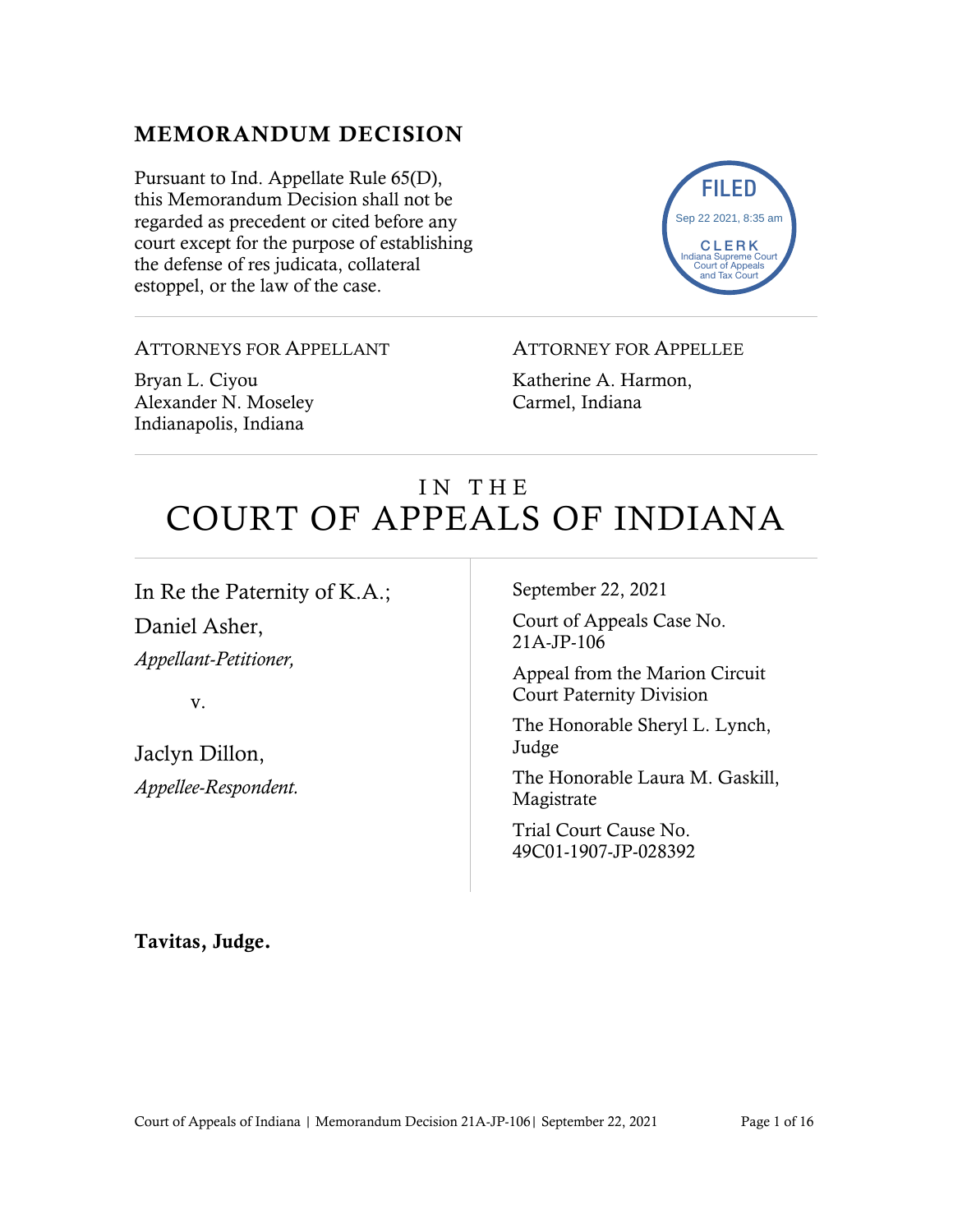## MEMORANDUM DECISION

Pursuant to Ind. Appellate Rule 65(D), this Memorandum Decision shall not be regarded as precedent or cited before any court except for the purpose of establishing the defense of res judicata, collateral estoppel, or the law of the case.

FILED
Sep 22 2021, 8:35 am
CLERK
Indiana Supreme Court
Court of Appeals
and Tax Court

---

ATTORNEYS FOR APPELLANT

Bryan L. Ciyou
Alexander N. Moseley
Indianapolis, Indiana

ATTORNEY FOR APPELLEE

Katherine A. Harmon,
Carmel, Indiana

---

# IN THE COURT OF APPEALS OF INDIANA

In Re the Paternity of K.A.;

Daniel Asher,
*Appellant-Petitioner,*

v.

Jaclyn Dillon,
*Appellee-Respondent.*

September 22, 2021

Court of Appeals Case No. 21A-JP-106

Appeal from the Marion Circuit Court Paternity Division

The Honorable Sheryl L. Lynch, Judge

The Honorable Laura M. Gaskill, Magistrate

Trial Court Cause No. 49C01-1907-JP-028392

**Tavitas, Judge.**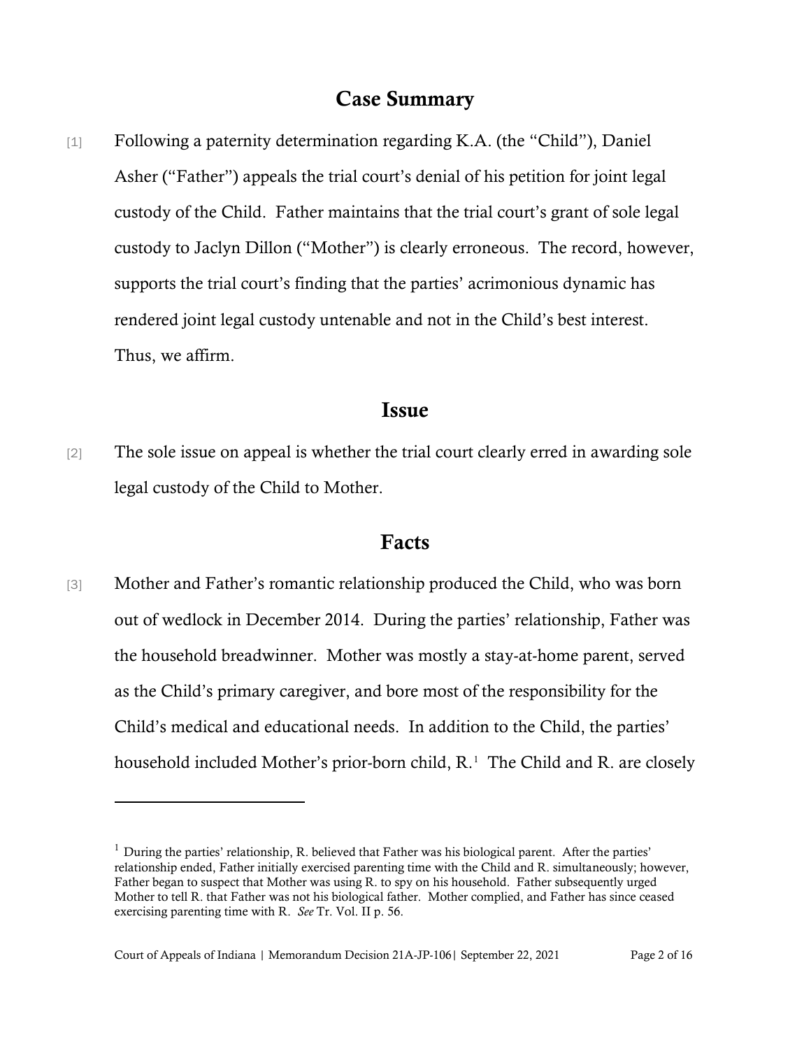## Case Summary

[1] Following a paternity determination regarding K.A. (the "Child"), Daniel Asher ("Father") appeals the trial court's denial of his petition for joint legal custody of the Child. Father maintains that the trial court's grant of sole legal custody to Jaclyn Dillon ("Mother") is clearly erroneous. The record, however, supports the trial court's finding that the parties' acrimonious dynamic has rendered joint legal custody untenable and not in the Child's best interest. Thus, we affirm.

## Issue

[2] The sole issue on appeal is whether the trial court clearly erred in awarding sole legal custody of the Child to Mother.

## Facts

[3] Mother and Father's romantic relationship produced the Child, who was born out of wedlock in December 2014. During the parties' relationship, Father was the household breadwinner. Mother was mostly a stay-at-home parent, served as the Child's primary caregiver, and bore most of the responsibility for the Child's medical and educational needs. In addition to the Child, the parties' household included Mother's prior-born child, R.[1] The Child and R. are closely

[1] During the parties' relationship, R. believed that Father was his biological parent. After the parties' relationship ended, Father initially exercised parenting time with the Child and R. simultaneously; however, Father began to suspect that Mother was using R. to spy on his household. Father subsequently urged Mother to tell R. that Father was not his biological father. Mother complied, and Father has since ceased exercising parenting time with R. *See* Tr. Vol. II p. 56.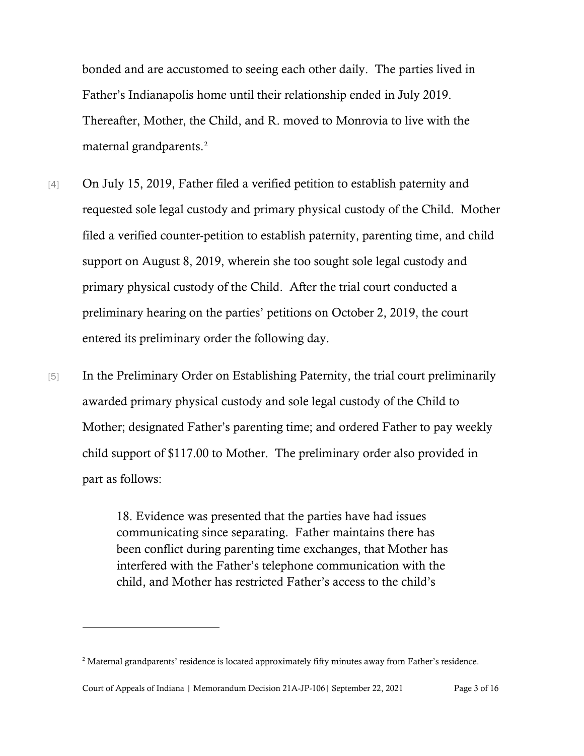bonded and are accustomed to seeing each other daily. The parties lived in Father's Indianapolis home until their relationship ended in July 2019. Thereafter, Mother, the Child, and R. moved to Monrovia to live with the maternal grandparents.[2]

[4] On July 15, 2019, Father filed a verified petition to establish paternity and requested sole legal custody and primary physical custody of the Child. Mother filed a verified counter-petition to establish paternity, parenting time, and child support on August 8, 2019, wherein she too sought sole legal custody and primary physical custody of the Child. After the trial court conducted a preliminary hearing on the parties' petitions on October 2, 2019, the court entered its preliminary order the following day.

[5] In the Preliminary Order on Establishing Paternity, the trial court preliminarily awarded primary physical custody and sole legal custody of the Child to Mother; designated Father's parenting time; and ordered Father to pay weekly child support of $117.00 to Mother. The preliminary order also provided in part as follows:

> 18. Evidence was presented that the parties have had issues communicating since separating. Father maintains there has been conflict during parenting time exchanges, that Mother has interfered with the Father's telephone communication with the child, and Mother has restricted Father's access to the child's

---

[2] Maternal grandparents' residence is located approximately fifty minutes away from Father's residence.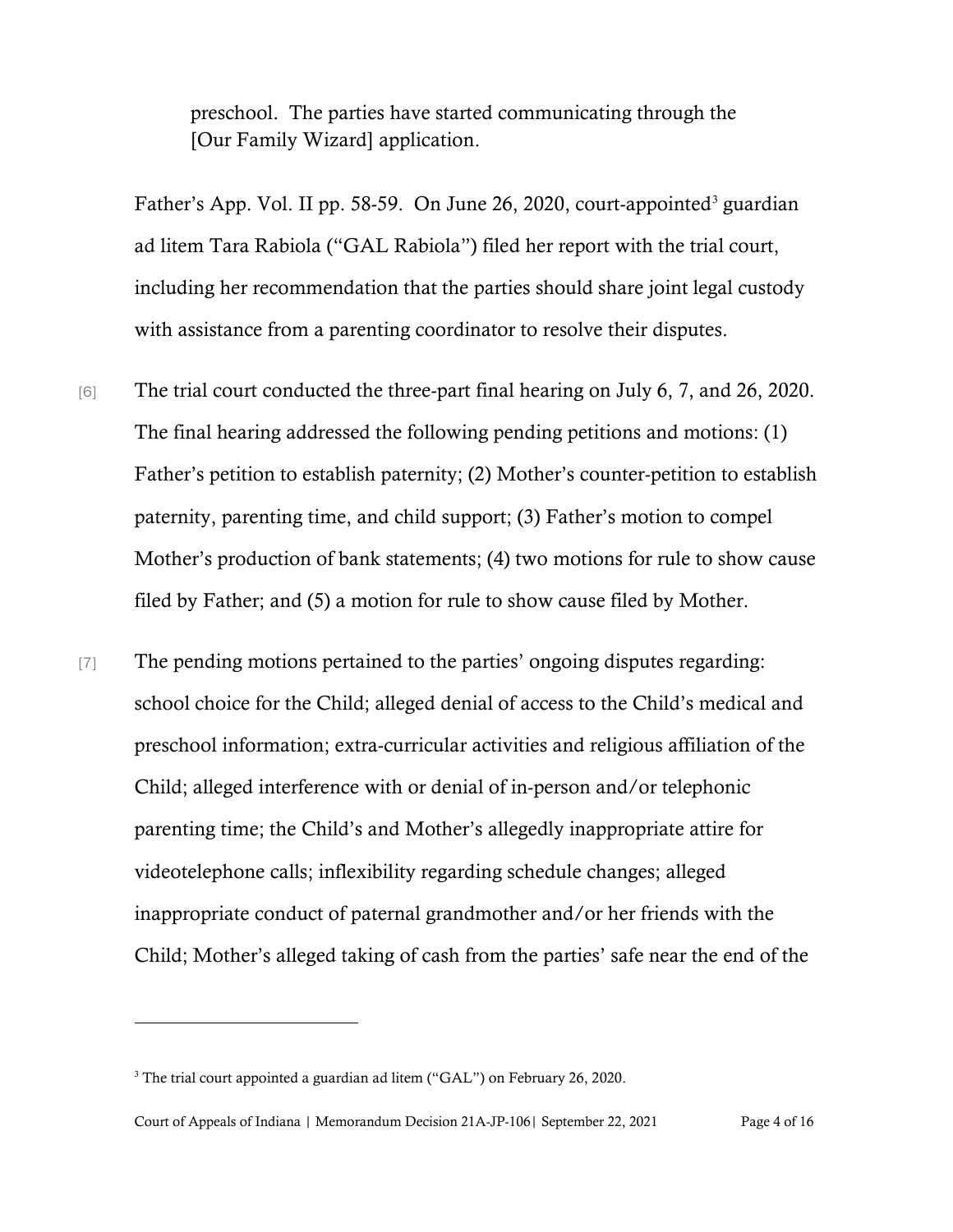> preschool. The parties have started communicating through the [Our Family Wizard] application.

Father's App. Vol. II pp. 58-59. On June 26, 2020, court-appointed[3] guardian ad litem Tara Rabiola ("GAL Rabiola") filed her report with the trial court, including her recommendation that the parties should share joint legal custody with assistance from a parenting coordinator to resolve their disputes.

[6] The trial court conducted the three-part final hearing on July 6, 7, and 26, 2020. The final hearing addressed the following pending petitions and motions: (1) Father's petition to establish paternity; (2) Mother's counter-petition to establish paternity, parenting time, and child support; (3) Father's motion to compel Mother's production of bank statements; (4) two motions for rule to show cause filed by Father; and (5) a motion for rule to show cause filed by Mother.

[7] The pending motions pertained to the parties' ongoing disputes regarding: school choice for the Child; alleged denial of access to the Child's medical and preschool information; extra-curricular activities and religious affiliation of the Child; alleged interference with or denial of in-person and/or telephonic parenting time; the Child's and Mother's allegedly inappropriate attire for videotelephone calls; inflexibility regarding schedule changes; alleged inappropriate conduct of paternal grandmother and/or her friends with the Child; Mother's alleged taking of cash from the parties' safe near the end of the

---

[3] The trial court appointed a guardian ad litem ("GAL") on February 26, 2020.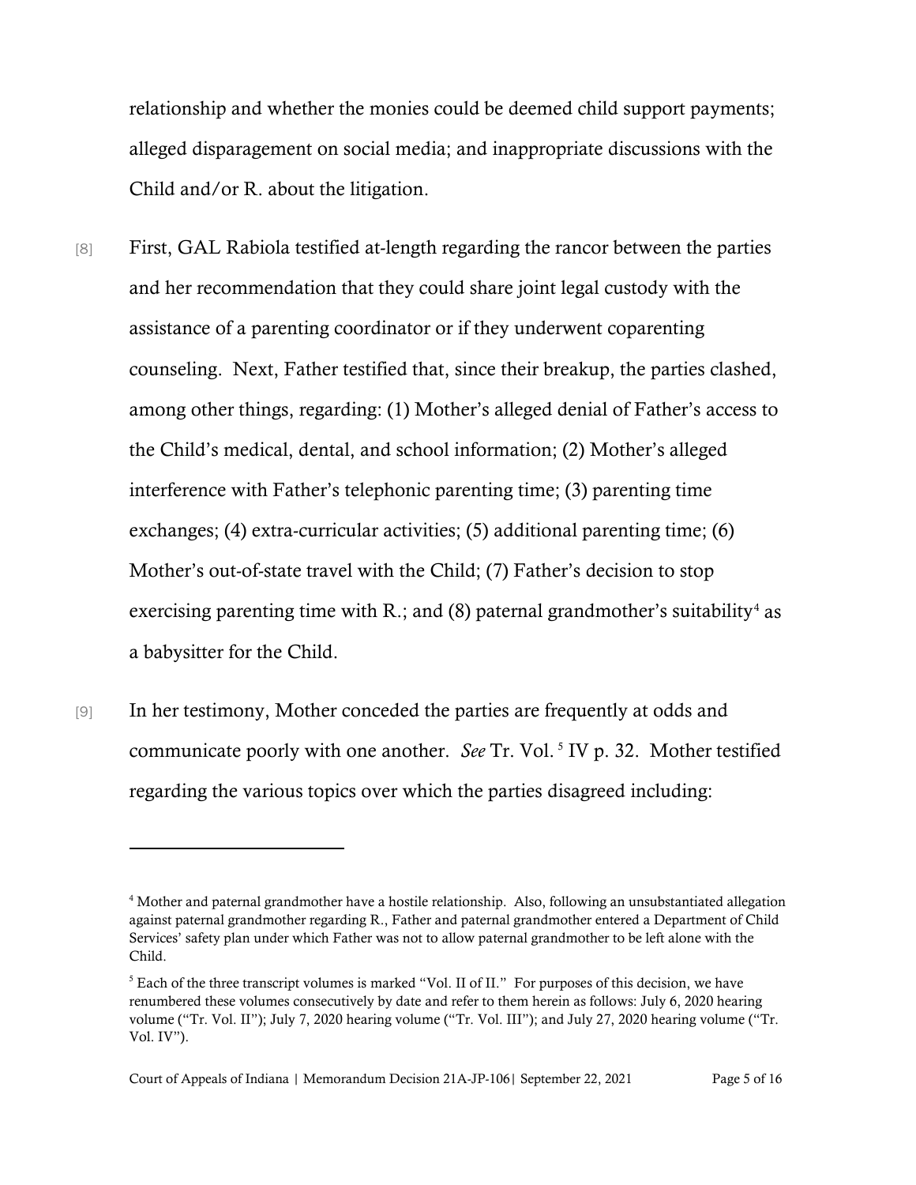relationship and whether the monies could be deemed child support payments; alleged disparagement on social media; and inappropriate discussions with the Child and/or R. about the litigation.

[8] First, GAL Rabiola testified at-length regarding the rancor between the parties and her recommendation that they could share joint legal custody with the assistance of a parenting coordinator or if they underwent coparenting counseling. Next, Father testified that, since their breakup, the parties clashed, among other things, regarding: (1) Mother's alleged denial of Father's access to the Child's medical, dental, and school information; (2) Mother's alleged interference with Father's telephonic parenting time; (3) parenting time exchanges; (4) extra-curricular activities; (5) additional parenting time; (6) Mother's out-of-state travel with the Child; (7) Father's decision to stop exercising parenting time with R.; and (8) paternal grandmother's suitability[4] as a babysitter for the Child.

[9] In her testimony, Mother conceded the parties are frequently at odds and communicate poorly with one another. *See* Tr. Vol.[5] IV p. 32. Mother testified regarding the various topics over which the parties disagreed including:

---

[4] Mother and paternal grandmother have a hostile relationship. Also, following an unsubstantiated allegation against paternal grandmother regarding R., Father and paternal grandmother entered a Department of Child Services' safety plan under which Father was not to allow paternal grandmother to be left alone with the Child.

[5] Each of the three transcript volumes is marked "Vol. II of II." For purposes of this decision, we have renumbered these volumes consecutively by date and refer to them herein as follows: July 6, 2020 hearing volume ("Tr. Vol. II"); July 7, 2020 hearing volume ("Tr. Vol. III"); and July 27, 2020 hearing volume ("Tr. Vol. IV").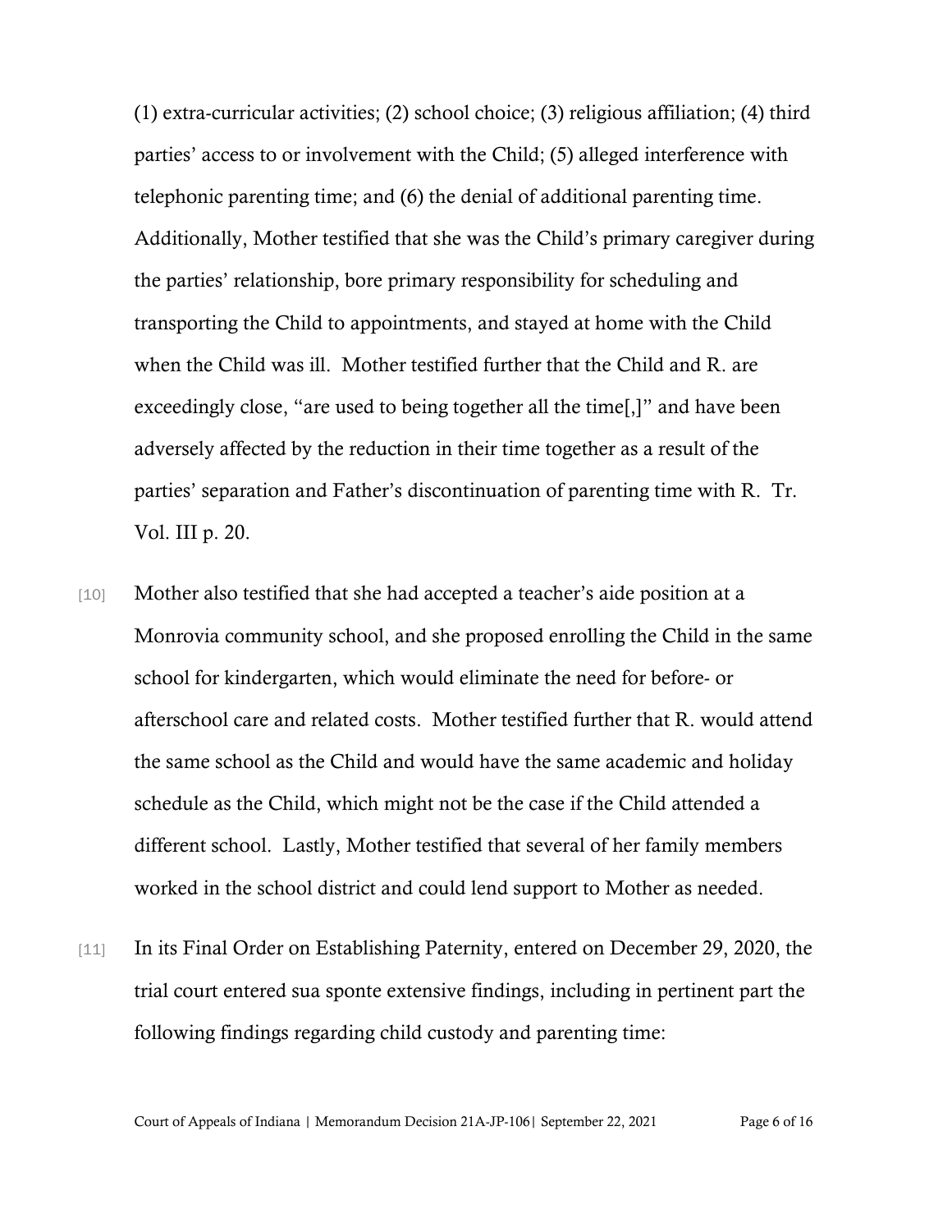(1) extra-curricular activities; (2) school choice; (3) religious affiliation; (4) third parties' access to or involvement with the Child; (5) alleged interference with telephonic parenting time; and (6) the denial of additional parenting time. Additionally, Mother testified that she was the Child's primary caregiver during the parties' relationship, bore primary responsibility for scheduling and transporting the Child to appointments, and stayed at home with the Child when the Child was ill. Mother testified further that the Child and R. are exceedingly close, "are used to being together all the time[,]" and have been adversely affected by the reduction in their time together as a result of the parties' separation and Father's discontinuation of parenting time with R. Tr. Vol. III p. 20.

[10] Mother also testified that she had accepted a teacher's aide position at a Monrovia community school, and she proposed enrolling the Child in the same school for kindergarten, which would eliminate the need for before- or afterschool care and related costs. Mother testified further that R. would attend the same school as the Child and would have the same academic and holiday schedule as the Child, which might not be the case if the Child attended a different school. Lastly, Mother testified that several of her family members worked in the school district and could lend support to Mother as needed.

[11] In its Final Order on Establishing Paternity, entered on December 29, 2020, the trial court entered sua sponte extensive findings, including in pertinent part the following findings regarding child custody and parenting time: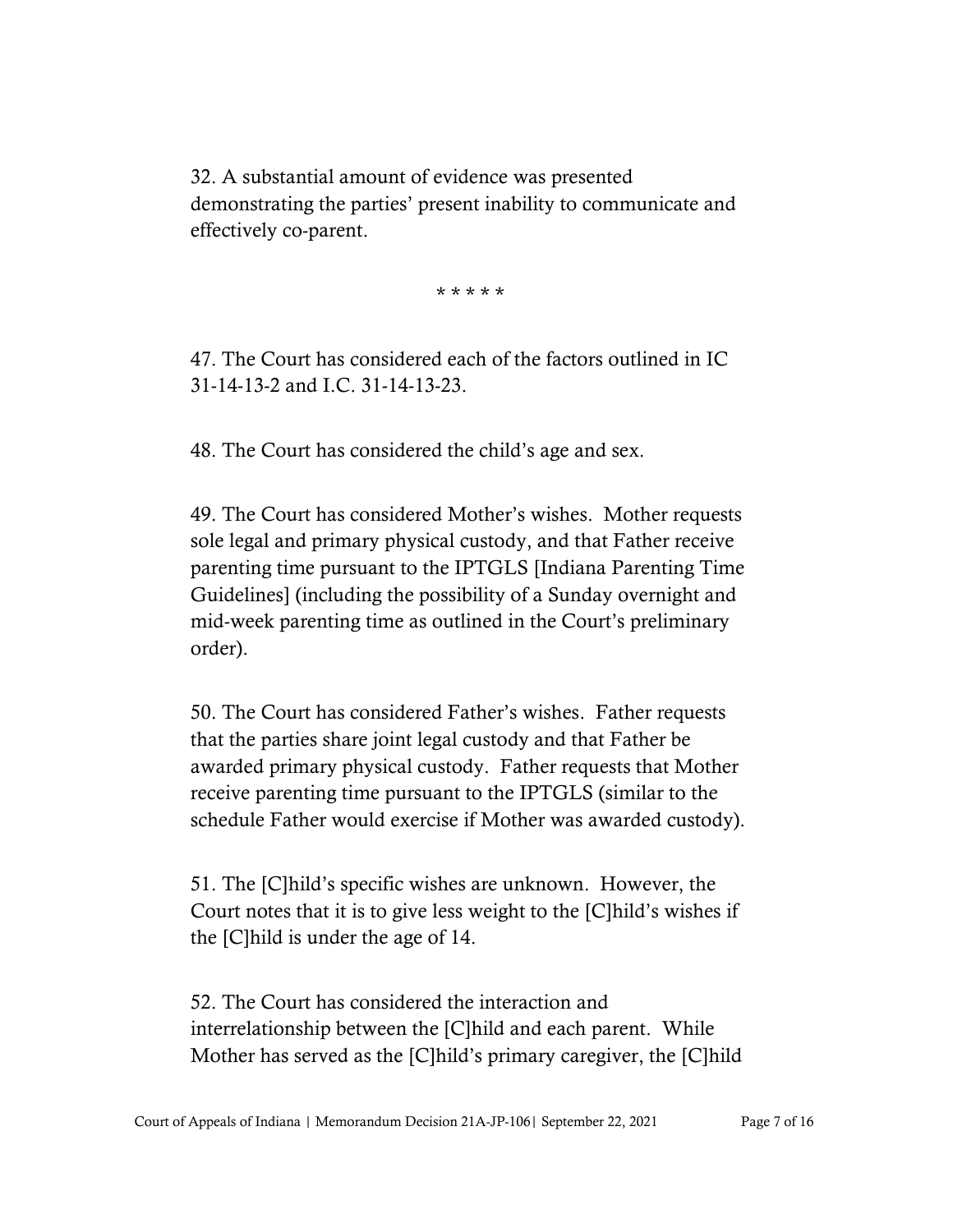32. A substantial amount of evidence was presented demonstrating the parties' present inability to communicate and effectively co-parent.

\* \* \* \* \*

47. The Court has considered each of the factors outlined in IC 31-14-13-2 and I.C. 31-14-13-23.

48. The Court has considered the child's age and sex.

49. The Court has considered Mother's wishes. Mother requests sole legal and primary physical custody, and that Father receive parenting time pursuant to the IPTGLS [Indiana Parenting Time Guidelines] (including the possibility of a Sunday overnight and mid-week parenting time as outlined in the Court's preliminary order).

50. The Court has considered Father's wishes. Father requests that the parties share joint legal custody and that Father be awarded primary physical custody. Father requests that Mother receive parenting time pursuant to the IPTGLS (similar to the schedule Father would exercise if Mother was awarded custody).

51. The [C]hild's specific wishes are unknown. However, the Court notes that it is to give less weight to the [C]hild's wishes if the [C]hild is under the age of 14.

52. The Court has considered the interaction and interrelationship between the [C]hild and each parent. While Mother has served as the [C]hild's primary caregiver, the [C]hild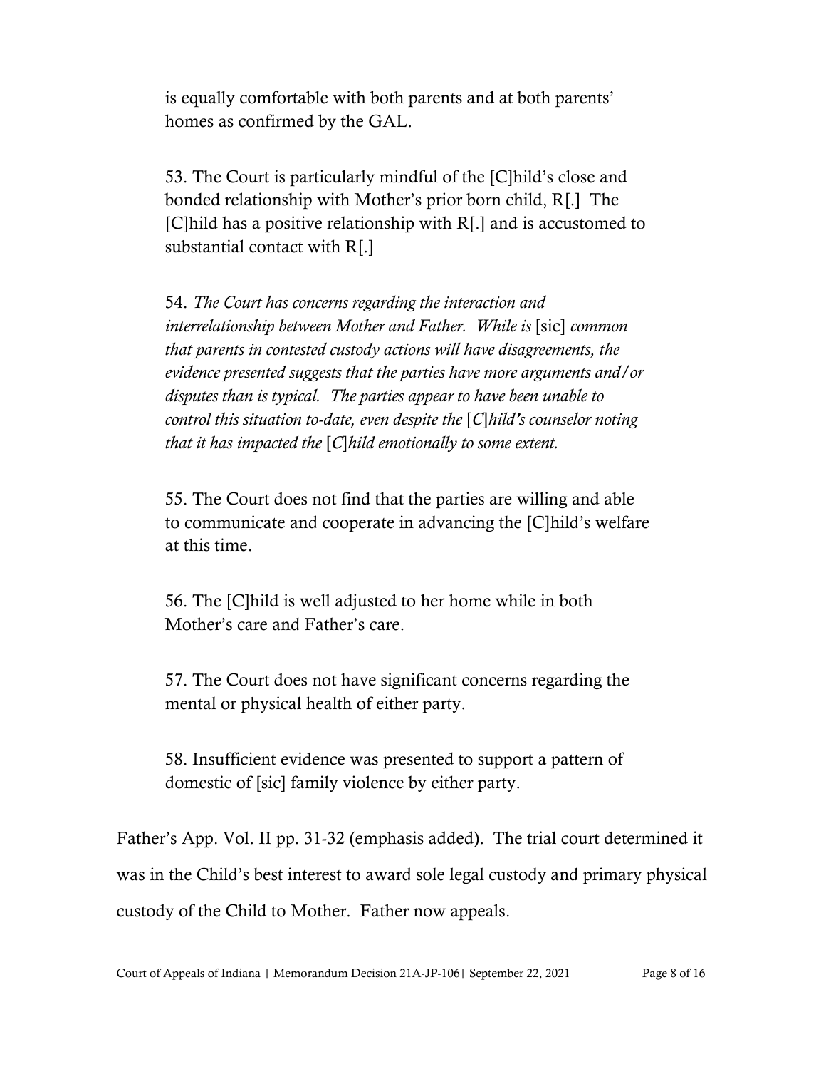is equally comfortable with both parents and at both parents' homes as confirmed by the GAL.

> 53. The Court is particularly mindful of the [C]hild's close and bonded relationship with Mother's prior born child, R[.] The [C]hild has a positive relationship with R[.] and is accustomed to substantial contact with R[.]
>
> 54. *The Court has concerns regarding the interaction and interrelationship between Mother and Father. While is* [sic] *common that parents in contested custody actions will have disagreements, the evidence presented suggests that the parties have more arguments and/or disputes than is typical. The parties appear to have been unable to control this situation to-date, even despite the* [*C*]*hild's counselor noting that it has impacted the* [*C*]*hild emotionally to some extent.*
>
> 55. The Court does not find that the parties are willing and able to communicate and cooperate in advancing the [C]hild's welfare at this time.
>
> 56. The [C]hild is well adjusted to her home while in both Mother's care and Father's care.
>
> 57. The Court does not have significant concerns regarding the mental or physical health of either party.
>
> 58. Insufficient evidence was presented to support a pattern of domestic of [sic] family violence by either party.

Father's App. Vol. II pp. 31-32 (emphasis added). The trial court determined it was in the Child's best interest to award sole legal custody and primary physical custody of the Child to Mother. Father now appeals.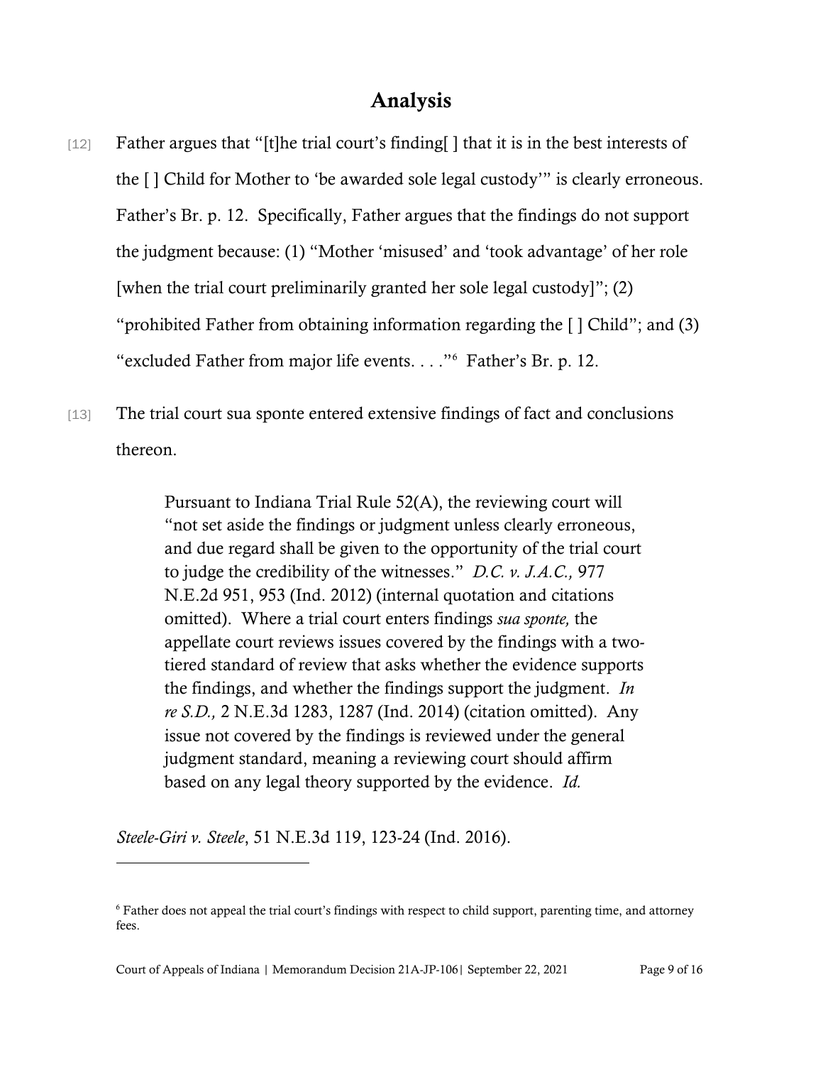## Analysis

[12] Father argues that "[t]he trial court's finding[ ] that it is in the best interests of the [ ] Child for Mother to 'be awarded sole legal custody'" is clearly erroneous. Father's Br. p. 12. Specifically, Father argues that the findings do not support the judgment because: (1) "Mother 'misused' and 'took advantage' of her role [when the trial court preliminarily granted her sole legal custody]"; (2) "prohibited Father from obtaining information regarding the [ ] Child"; and (3) "excluded Father from major life events. . . ."[6] Father's Br. p. 12.

[13] The trial court sua sponte entered extensive findings of fact and conclusions thereon.

> Pursuant to Indiana Trial Rule 52(A), the reviewing court will "not set aside the findings or judgment unless clearly erroneous, and due regard shall be given to the opportunity of the trial court to judge the credibility of the witnesses." *D.C. v. J.A.C.,* 977 N.E.2d 951, 953 (Ind. 2012) (internal quotation and citations omitted). Where a trial court enters findings *sua sponte,* the appellate court reviews issues covered by the findings with a two-tiered standard of review that asks whether the evidence supports the findings, and whether the findings support the judgment. *In re S.D.,* 2 N.E.3d 1283, 1287 (Ind. 2014) (citation omitted). Any issue not covered by the findings is reviewed under the general judgment standard, meaning a reviewing court should affirm based on any legal theory supported by the evidence. *Id.*

*Steele-Giri v. Steele*, 51 N.E.3d 119, 123-24 (Ind. 2016).

---

[6] Father does not appeal the trial court's findings with respect to child support, parenting time, and attorney fees.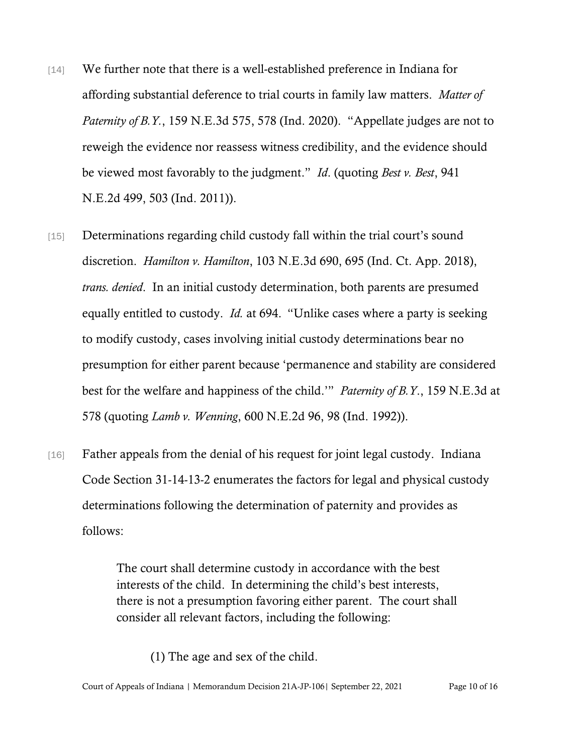[14] We further note that there is a well-established preference in Indiana for affording substantial deference to trial courts in family law matters. *Matter of Paternity of B.Y.*, 159 N.E.3d 575, 578 (Ind. 2020). "Appellate judges are not to reweigh the evidence nor reassess witness credibility, and the evidence should be viewed most favorably to the judgment." *Id*. (quoting *Best v. Best*, 941 N.E.2d 499, 503 (Ind. 2011)).

[15] Determinations regarding child custody fall within the trial court's sound discretion. *Hamilton v. Hamilton*, 103 N.E.3d 690, 695 (Ind. Ct. App. 2018), *trans. denied*. In an initial custody determination, both parents are presumed equally entitled to custody. *Id.* at 694. "Unlike cases where a party is seeking to modify custody, cases involving initial custody determinations bear no presumption for either parent because 'permanence and stability are considered best for the welfare and happiness of the child.'" *Paternity of B.Y.*, 159 N.E.3d at 578 (quoting *Lamb v. Wenning*, 600 N.E.2d 96, 98 (Ind. 1992)).

[16] Father appeals from the denial of his request for joint legal custody. Indiana Code Section 31-14-13-2 enumerates the factors for legal and physical custody determinations following the determination of paternity and provides as follows:

> The court shall determine custody in accordance with the best interests of the child. In determining the child's best interests, there is not a presumption favoring either parent. The court shall consider all relevant factors, including the following:
>
> (1) The age and sex of the child.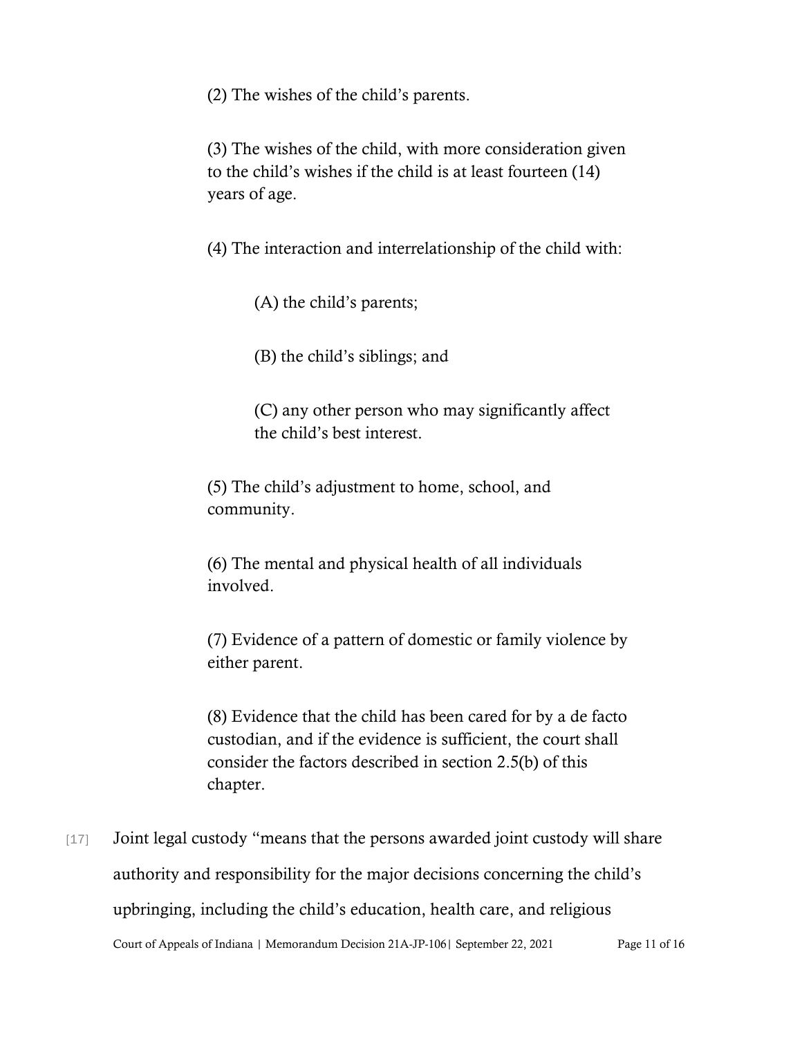> (2) The wishes of the child's parents.
>
> (3) The wishes of the child, with more consideration given to the child's wishes if the child is at least fourteen (14) years of age.
>
> (4) The interaction and interrelationship of the child with:
>
> > (A) the child's parents;
> >
> > (B) the child's siblings; and
> >
> > (C) any other person who may significantly affect the child's best interest.
>
> (5) The child's adjustment to home, school, and community.
>
> (6) The mental and physical health of all individuals involved.
>
> (7) Evidence of a pattern of domestic or family violence by either parent.
>
> (8) Evidence that the child has been cared for by a de facto custodian, and if the evidence is sufficient, the court shall consider the factors described in section 2.5(b) of this chapter.

[17] Joint legal custody "means that the persons awarded joint custody will share authority and responsibility for the major decisions concerning the child's upbringing, including the child's education, health care, and religious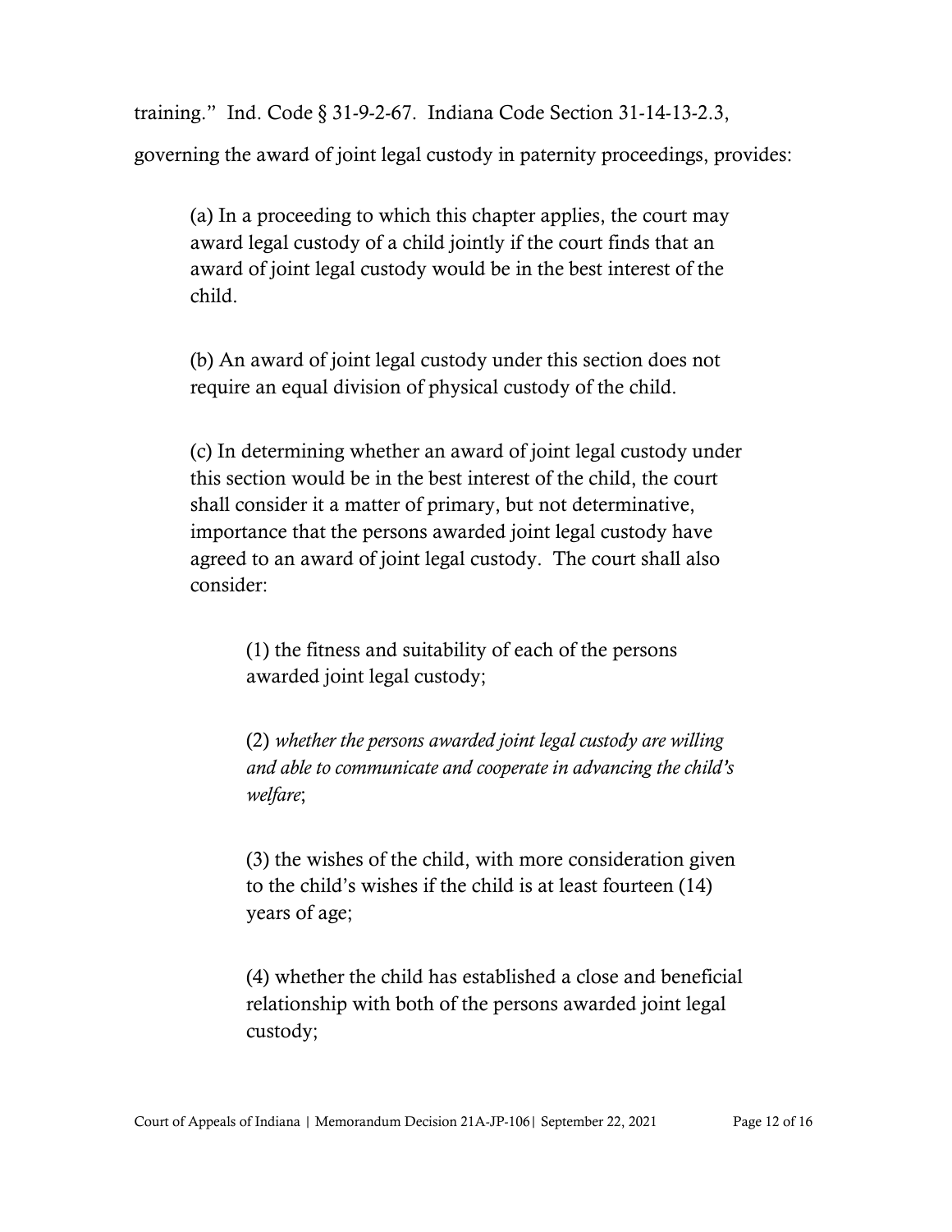training." Ind. Code § 31-9-2-67. Indiana Code Section 31-14-13-2.3, governing the award of joint legal custody in paternity proceedings, provides:

> (a) In a proceeding to which this chapter applies, the court may award legal custody of a child jointly if the court finds that an award of joint legal custody would be in the best interest of the child.
>
> (b) An award of joint legal custody under this section does not require an equal division of physical custody of the child.
>
> (c) In determining whether an award of joint legal custody under this section would be in the best interest of the child, the court shall consider it a matter of primary, but not determinative, importance that the persons awarded joint legal custody have agreed to an award of joint legal custody. The court shall also consider:
>
> > (1) the fitness and suitability of each of the persons awarded joint legal custody;
> >
> > (2) *whether the persons awarded joint legal custody are willing and able to communicate and cooperate in advancing the child's welfare*;
> >
> > (3) the wishes of the child, with more consideration given to the child's wishes if the child is at least fourteen (14) years of age;
> >
> > (4) whether the child has established a close and beneficial relationship with both of the persons awarded joint legal custody;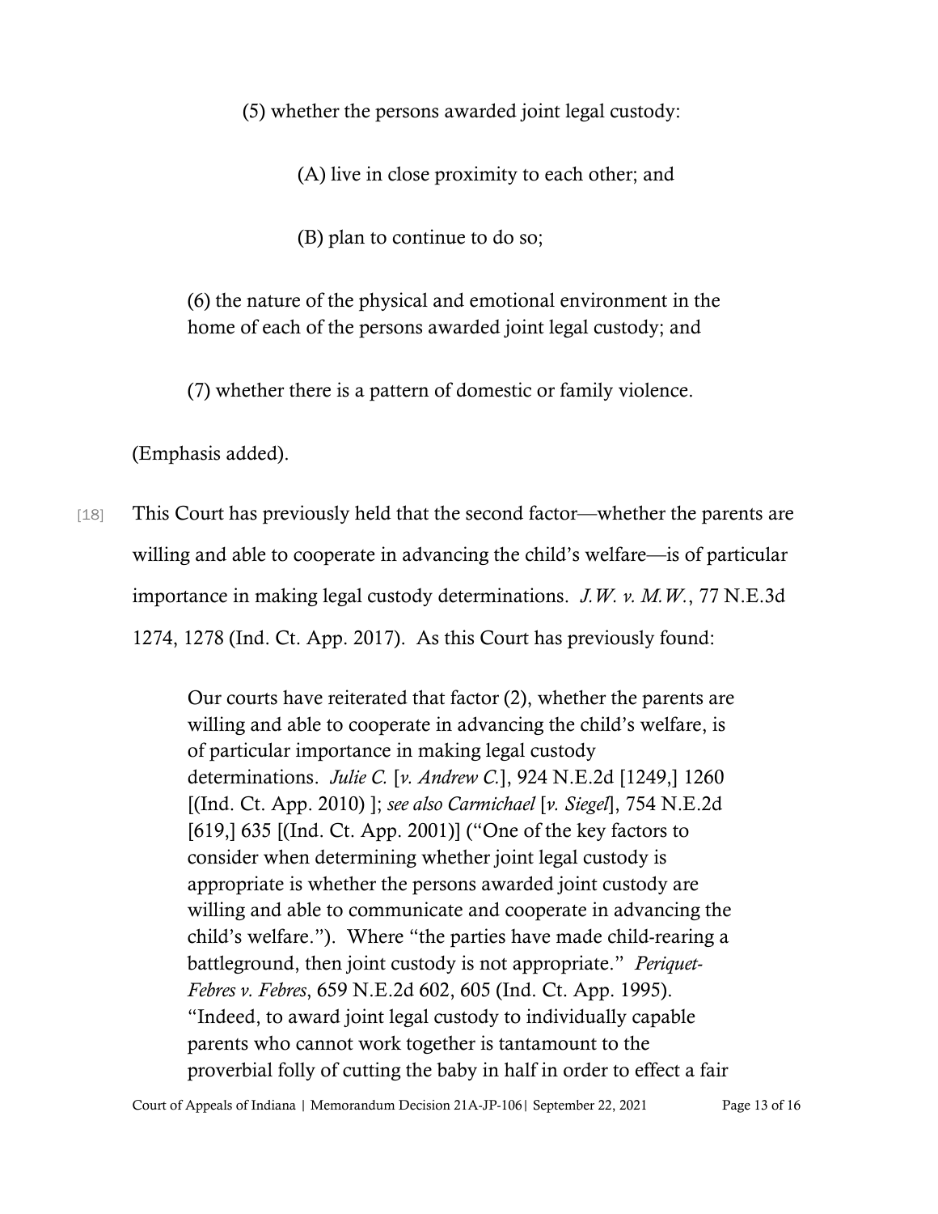> (5) whether the persons awarded joint legal custody:
>
> > (A) live in close proximity to each other; and
> >
> > (B) plan to continue to do so;
>
> (6) the nature of the physical and emotional environment in the home of each of the persons awarded joint legal custody; and
>
> (7) whether there is a pattern of domestic or family violence.

(Emphasis added).

[18] This Court has previously held that the second factor—whether the parents are willing and able to cooperate in advancing the child's welfare—is of particular importance in making legal custody determinations. *J.W. v. M.W.*, 77 N.E.3d 1274, 1278 (Ind. Ct. App. 2017). As this Court has previously found:

> Our courts have reiterated that factor (2), whether the parents are willing and able to cooperate in advancing the child's welfare, is of particular importance in making legal custody determinations. *Julie C.* [*v. Andrew C.*], 924 N.E.2d [1249,] 1260 [(Ind. Ct. App. 2010) ]; *see also Carmichael* [*v. Siegel*], 754 N.E.2d [619,] 635 [(Ind. Ct. App. 2001)] ("One of the key factors to consider when determining whether joint legal custody is appropriate is whether the persons awarded joint custody are willing and able to communicate and cooperate in advancing the child's welfare."). Where "the parties have made child-rearing a battleground, then joint custody is not appropriate." *Periquet-Febres v. Febres*, 659 N.E.2d 602, 605 (Ind. Ct. App. 1995). "Indeed, to award joint legal custody to individually capable parents who cannot work together is tantamount to the proverbial folly of cutting the baby in half in order to effect a fair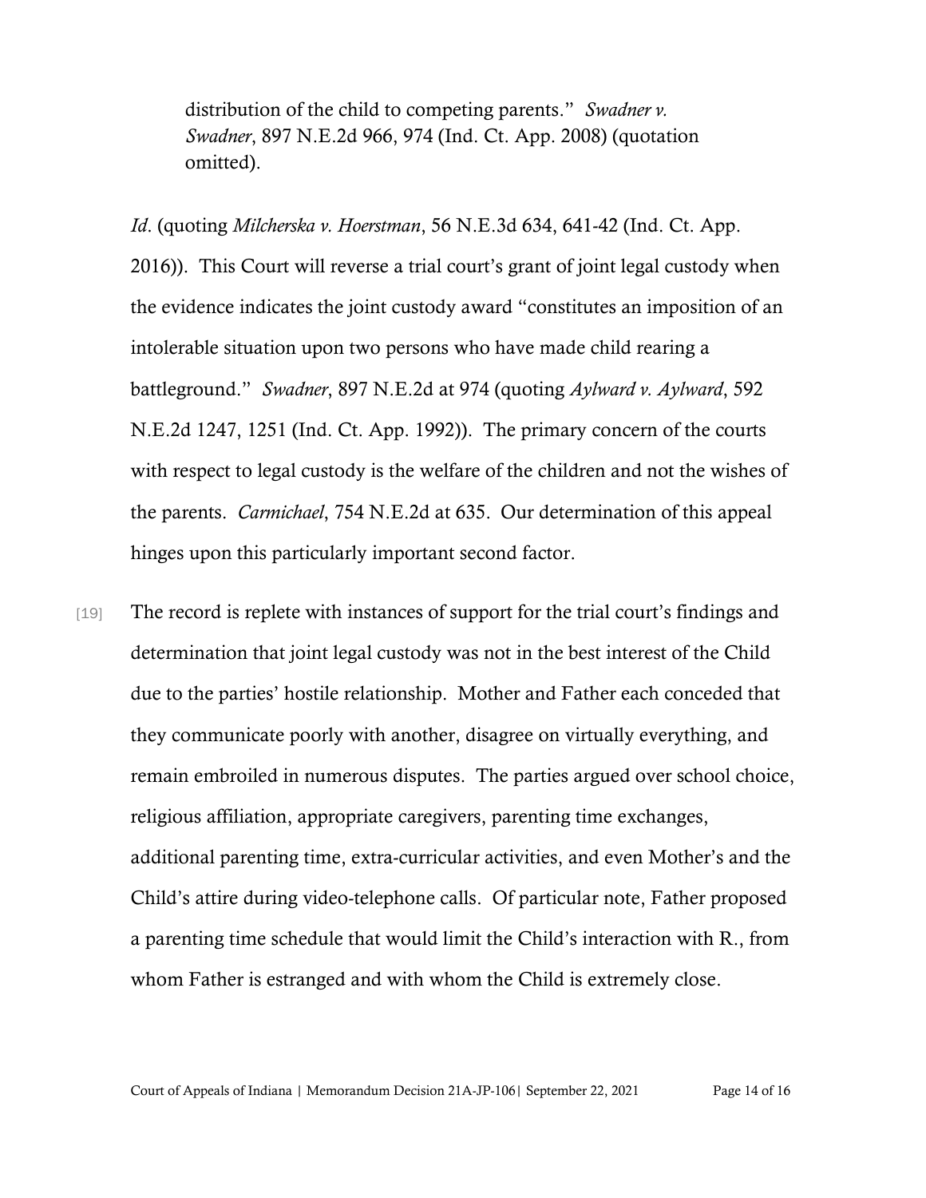> distribution of the child to competing parents." *Swadner v. Swadner*, 897 N.E.2d 966, 974 (Ind. Ct. App. 2008) (quotation omitted).

*Id*. (quoting *Milcherska v. Hoerstman*, 56 N.E.3d 634, 641-42 (Ind. Ct. App. 2016)). This Court will reverse a trial court's grant of joint legal custody when the evidence indicates the joint custody award "constitutes an imposition of an intolerable situation upon two persons who have made child rearing a battleground." *Swadner*, 897 N.E.2d at 974 (quoting *Aylward v. Aylward*, 592 N.E.2d 1247, 1251 (Ind. Ct. App. 1992)). The primary concern of the courts with respect to legal custody is the welfare of the children and not the wishes of the parents. *Carmichael*, 754 N.E.2d at 635. Our determination of this appeal hinges upon this particularly important second factor.

[19] The record is replete with instances of support for the trial court's findings and determination that joint legal custody was not in the best interest of the Child due to the parties' hostile relationship. Mother and Father each conceded that they communicate poorly with another, disagree on virtually everything, and remain embroiled in numerous disputes. The parties argued over school choice, religious affiliation, appropriate caregivers, parenting time exchanges, additional parenting time, extra-curricular activities, and even Mother's and the Child's attire during video-telephone calls. Of particular note, Father proposed a parenting time schedule that would limit the Child's interaction with R., from whom Father is estranged and with whom the Child is extremely close.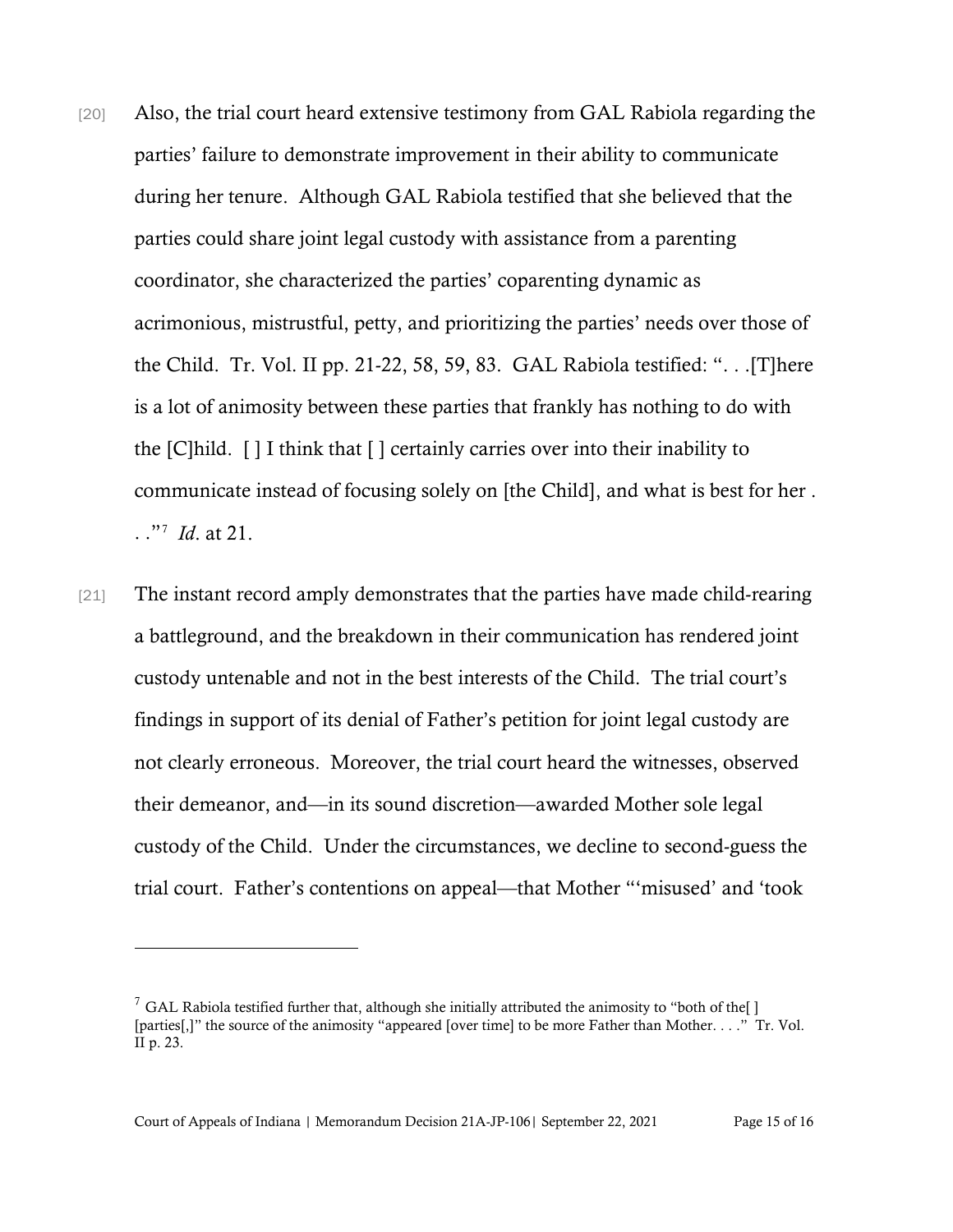[20] Also, the trial court heard extensive testimony from GAL Rabiola regarding the parties' failure to demonstrate improvement in their ability to communicate during her tenure. Although GAL Rabiola testified that she believed that the parties could share joint legal custody with assistance from a parenting coordinator, she characterized the parties' coparenting dynamic as acrimonious, mistrustful, petty, and prioritizing the parties' needs over those of the Child. Tr. Vol. II pp. 21-22, 58, 59, 83. GAL Rabiola testified: ". . .[T]here is a lot of animosity between these parties that frankly has nothing to do with the [C]hild. [ ] I think that [ ] certainly carries over into their inability to communicate instead of focusing solely on [the Child], and what is best for her . . ."[7] *Id*. at 21.

[21] The instant record amply demonstrates that the parties have made child-rearing a battleground, and the breakdown in their communication has rendered joint custody untenable and not in the best interests of the Child. The trial court's findings in support of its denial of Father's petition for joint legal custody are not clearly erroneous. Moreover, the trial court heard the witnesses, observed their demeanor, and—in its sound discretion—awarded Mother sole legal custody of the Child. Under the circumstances, we decline to second-guess the trial court. Father's contentions on appeal—that Mother "'misused' and 'took

---

[7] GAL Rabiola testified further that, although she initially attributed the animosity to "both of the[ ] [parties[,]" the source of the animosity "appeared [over time] to be more Father than Mother. . . ." Tr. Vol. II p. 23.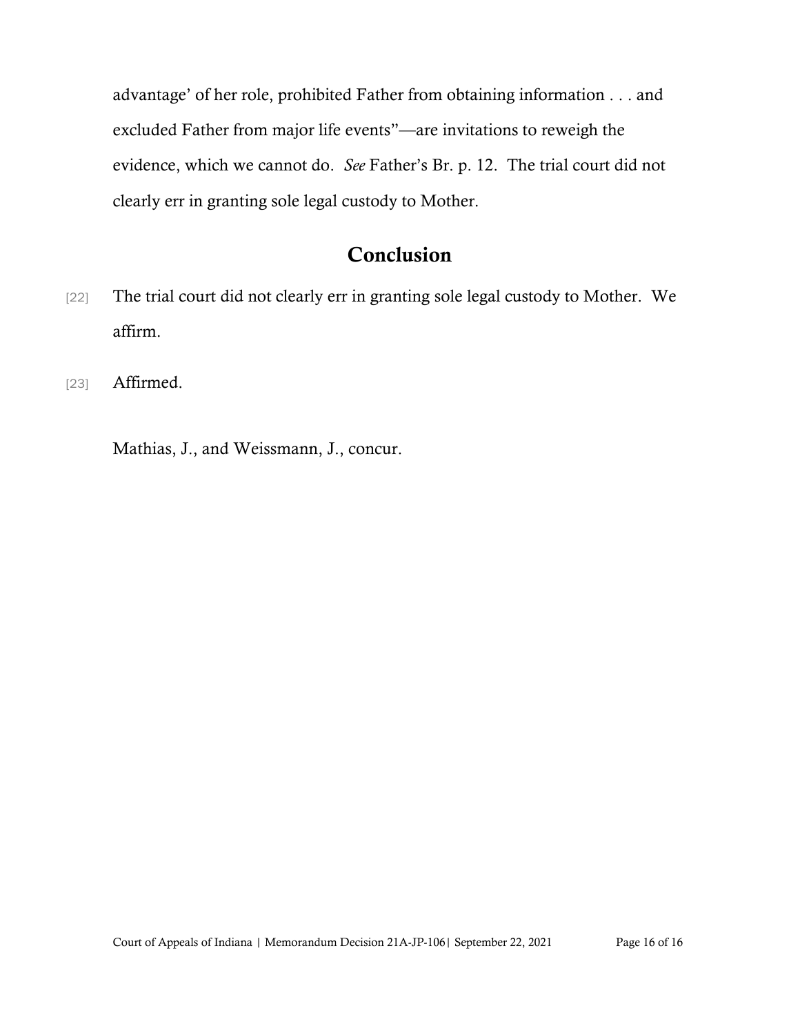advantage' of her role, prohibited Father from obtaining information . . . and excluded Father from major life events"—are invitations to reweigh the evidence, which we cannot do. *See* Father's Br. p. 12. The trial court did not clearly err in granting sole legal custody to Mother.

## Conclusion

[22] The trial court did not clearly err in granting sole legal custody to Mother. We affirm.

[23] Affirmed.

Mathias, J., and Weissmann, J., concur.